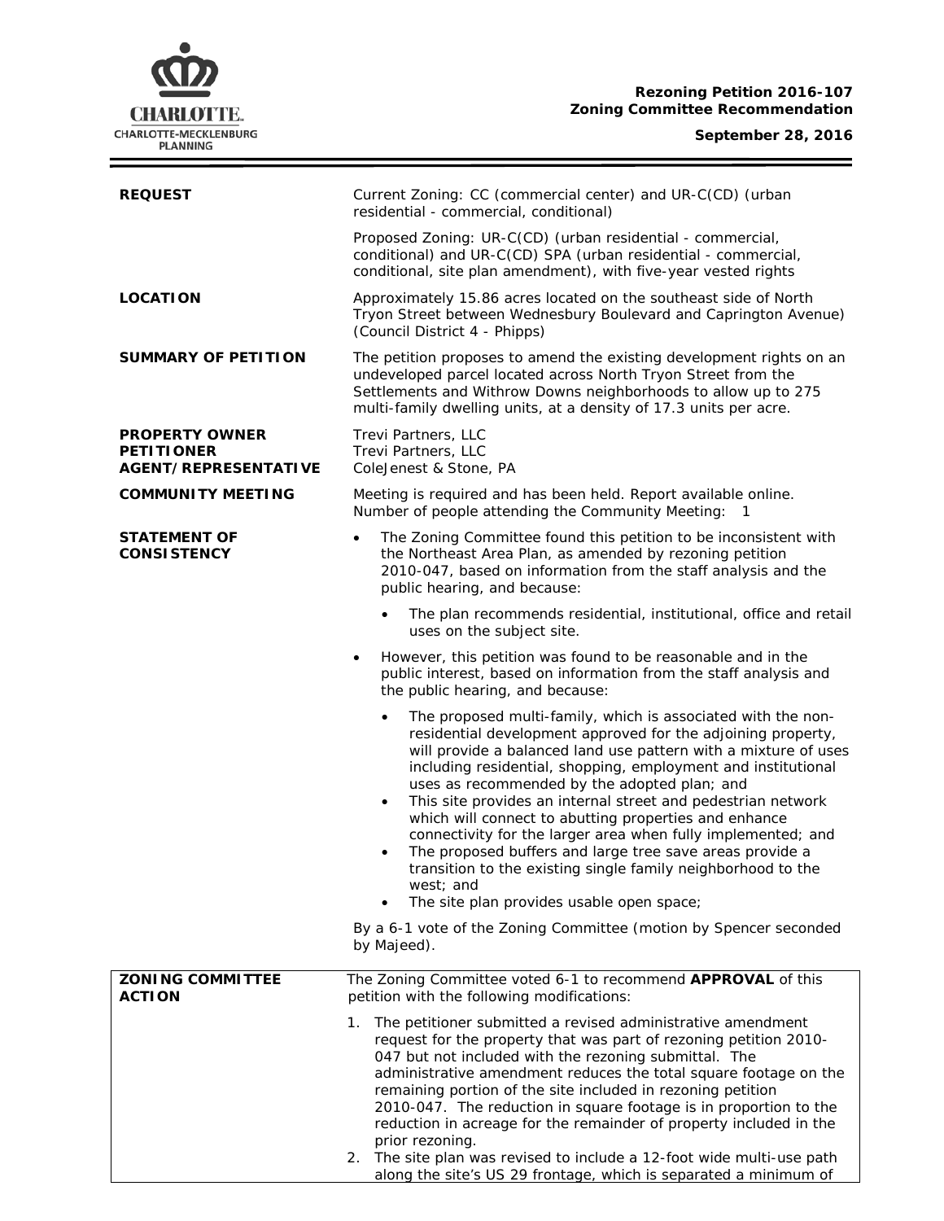**Rezoning Petition 2016-107**
**Zoning Committee Recommendation**

**September 28, 2016**

| | |
|---|---|
| **REQUEST** | Current Zoning: CC (commercial center) and UR-C(CD) (urban residential - commercial, conditional)<br><br>Proposed Zoning: UR-C(CD) (urban residential - commercial, conditional) and UR-C(CD) SPA (urban residential - commercial, conditional, site plan amendment), with five-year vested rights |
| **LOCATION** | Approximately 15.86 acres located on the southeast side of North Tryon Street between Wednesbury Boulevard and Caprington Avenue) (Council District 4 - Phipps) |
| **SUMMARY OF PETITION** | The petition proposes to amend the existing development rights on an undeveloped parcel located across North Tryon Street from the Settlements and Withrow Downs neighborhoods to allow up to 275 multi-family dwelling units, at a density of 17.3 units per acre. |
| **PROPERTY OWNER**<br>**PETITIONER**<br>**AGENT/REPRESENTATIVE** | Trevi Partners, LLC<br>Trevi Partners, LLC<br>ColeJenest & Stone, PA |
| **COMMUNITY MEETING** | Meeting is required and has been held. Report available online.<br>Number of people attending the Community Meeting: 1 |
| **STATEMENT OF CONSISTENCY** | • The Zoning Committee found this petition to be inconsistent with the Northeast Area Plan, as amended by rezoning petition 2010-047, based on information from the staff analysis and the public hearing, and because:<br>    • The plan recommends residential, institutional, office and retail uses on the subject site.<br>• However, this petition was found to be reasonable and in the public interest, based on information from the staff analysis and the public hearing, and because:<br>    • The proposed multi-family, which is associated with the non-residential development approved for the adjoining property, will provide a balanced land use pattern with a mixture of uses including residential, shopping, employment and institutional uses as recommended by the adopted plan; and<br>    • This site provides an internal street and pedestrian network which will connect to abutting properties and enhance connectivity for the larger area when fully implemented; and<br>    • The proposed buffers and large tree save areas provide a transition to the existing single family neighborhood to the west; and<br>    • The site plan provides usable open space;<br><br>By a 6-1 vote of the Zoning Committee (motion by Spencer seconded by Majeed). |
| **ZONING COMMITTEE ACTION** | The Zoning Committee voted 6-1 to recommend **APPROVAL** of this petition with the following modifications:<br><br>1. The petitioner submitted a revised administrative amendment request for the property that was part of rezoning petition 2010-047 but not included with the rezoning submittal. The administrative amendment reduces the total square footage on the remaining portion of the site included in rezoning petition 2010-047. The reduction in square footage is in proportion to the reduction in acreage for the remainder of property included in the prior rezoning.<br>2. The site plan was revised to include a 12-foot wide multi-use path along the site's US 29 frontage, which is separated a minimum of |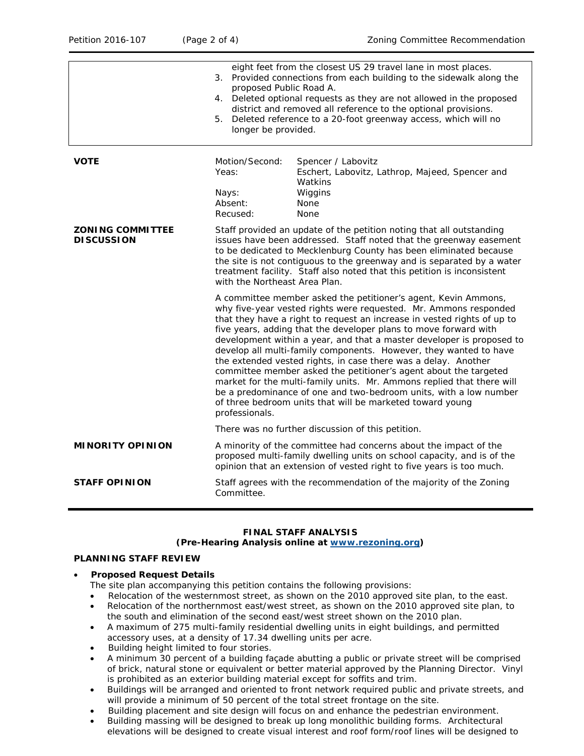| | |
|---|---|
| | eight feet from the closest US 29 travel lane in most places.<br>3. Provided connections from each building to the sidewalk along the proposed Public Road A.<br>4. Deleted optional requests as they are not allowed in the proposed district and removed all reference to the optional provisions.<br>5. Deleted reference to a 20-foot greenway access, which will no longer be provided. |

| | | |
|---|---|---|
| **VOTE** | Motion/Second: | Spencer / Labovitz |
| | Yeas: | Eschert, Labovitz, Lathrop, Majeed, Spencer and Watkins |
| | Nays: | Wiggins |
| | Absent: | None |
| | Recused: | None |

**ZONING COMMITTEE DISCUSSION**

Staff provided an update of the petition noting that all outstanding issues have been addressed. Staff noted that the greenway easement to be dedicated to Mecklenburg County has been eliminated because the site is not contiguous to the greenway and is separated by a water treatment facility. Staff also noted that this petition is inconsistent with the Northeast Area Plan.

A committee member asked the petitioner's agent, Kevin Ammons, why five-year vested rights were requested. Mr. Ammons responded that they have a right to request an increase in vested rights of up to five years, adding that the developer plans to move forward with development within a year, and that a master developer is proposed to develop all multi-family components. However, they wanted to have the extended vested rights, in case there was a delay. Another committee member asked the petitioner's agent about the targeted market for the multi-family units. Mr. Ammons replied that there will be a predominance of one and two-bedroom units, with a low number of three bedroom units that will be marketed toward young professionals.

There was no further discussion of this petition.

**MINORITY OPINION**

A minority of the committee had concerns about the impact of the proposed multi-family dwelling units on school capacity, and is of the opinion that an extension of vested right to five years is too much.

**STAFF OPINION**

Staff agrees with the recommendation of the majority of the Zoning Committee.

**FINAL STAFF ANALYSIS**
**(Pre-Hearing Analysis online at [www.rezoning.org](www.rezoning.org))**

**PLANNING STAFF REVIEW**

- **Proposed Request Details**
  The site plan accompanying this petition contains the following provisions:
  - Relocation of the westernmost street, as shown on the 2010 approved site plan, to the east.
  - Relocation of the northernmost east/west street, as shown on the 2010 approved site plan, to the south and elimination of the second east/west street shown on the 2010 plan.
  - A maximum of 275 multi-family residential dwelling units in eight buildings, and permitted accessory uses, at a density of 17.34 dwelling units per acre.
  - Building height limited to four stories.
  - A minimum 30 percent of a building façade abutting a public or private street will be comprised of brick, natural stone or equivalent or better material approved by the Planning Director. Vinyl is prohibited as an exterior building material except for soffits and trim.
  - Buildings will be arranged and oriented to front network required public and private streets, and will provide a minimum of 50 percent of the total street frontage on the site.
  - Building placement and site design will focus on and enhance the pedestrian environment.
  - Building massing will be designed to break up long monolithic building forms. Architectural elevations will be designed to create visual interest and roof form/roof lines will be designed to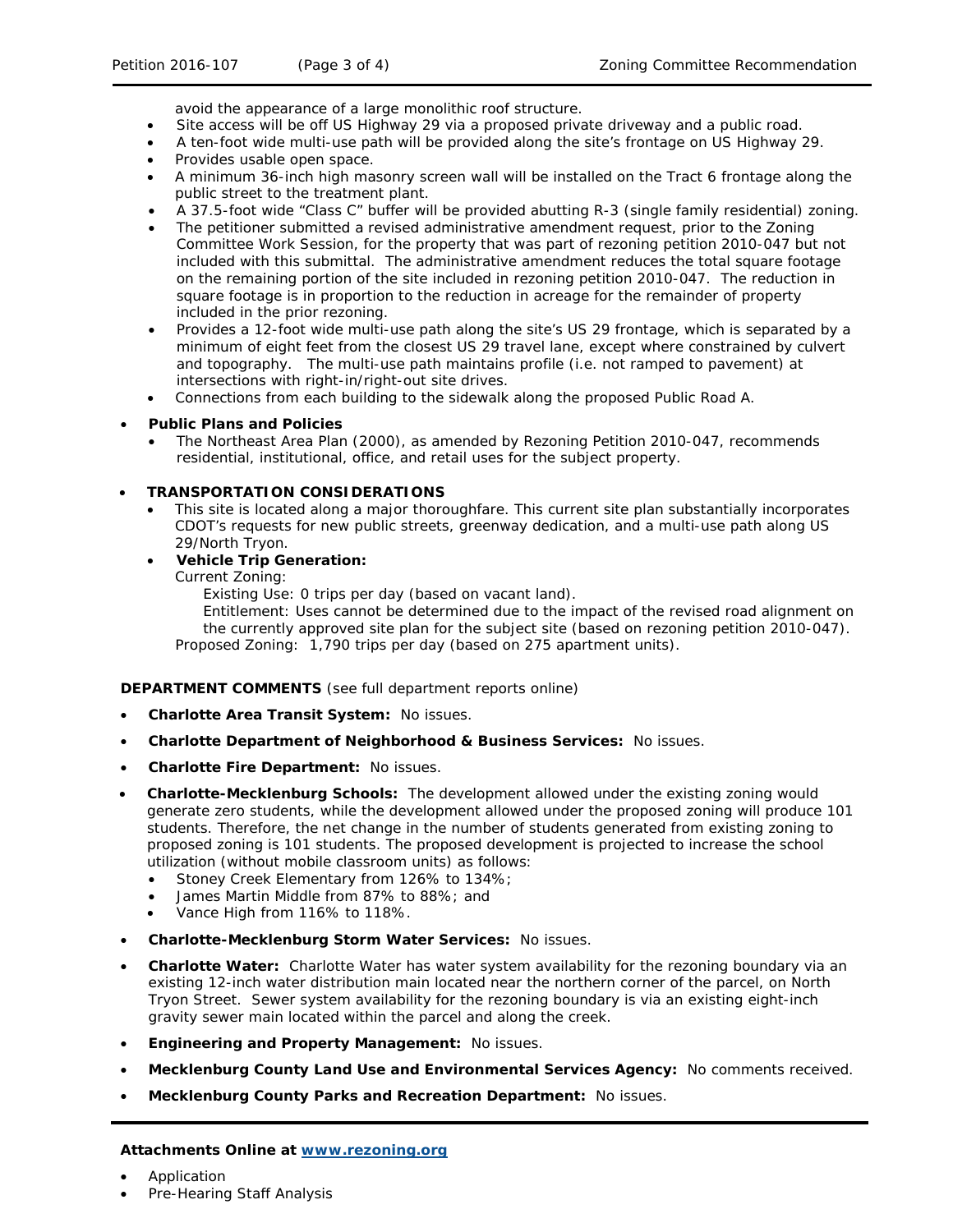avoid the appearance of a large monolithic roof structure.
  - Site access will be off US Highway 29 via a proposed private driveway and a public road.
  - A ten-foot wide multi-use path will be provided along the site's frontage on US Highway 29.
  - Provides usable open space.
  - A minimum 36-inch high masonry screen wall will be installed on the Tract 6 frontage along the public street to the treatment plant.
  - A 37.5-foot wide "Class C" buffer will be provided abutting R-3 (single family residential) zoning.
  - The petitioner submitted a revised administrative amendment request, prior to the Zoning Committee Work Session, for the property that was part of rezoning petition 2010-047 but not included with this submittal. The administrative amendment reduces the total square footage on the remaining portion of the site included in rezoning petition 2010-047. The reduction in square footage is in proportion to the reduction in acreage for the remainder of property included in the prior rezoning.
  - Provides a 12-foot wide multi-use path along the site's US 29 frontage, which is separated by a minimum of eight feet from the closest US 29 travel lane, except where constrained by culvert and topography. The multi-use path maintains profile (i.e. not ramped to pavement) at intersections with right-in/right-out site drives.
  - Connections from each building to the sidewalk along the proposed Public Road A.

- **Public Plans and Policies**
  - The Northeast Area Plan (2000), as amended by Rezoning Petition 2010-047, recommends residential, institutional, office, and retail uses for the subject property.

- **TRANSPORTATION CONSIDERATIONS**
  - This site is located along a major thoroughfare. This current site plan substantially incorporates CDOT's requests for new public streets, greenway dedication, and a multi-use path along US 29/North Tryon.
  - **Vehicle Trip Generation:**
    Current Zoning:
    Existing Use: 0 trips per day (based on vacant land).
    Entitlement: Uses cannot be determined due to the impact of the revised road alignment on the currently approved site plan for the subject site (based on rezoning petition 2010-047).
    Proposed Zoning: 1,790 trips per day (based on 275 apartment units).

**DEPARTMENT COMMENTS** (see full department reports online)

- **Charlotte Area Transit System:** No issues.
- **Charlotte Department of Neighborhood & Business Services:** No issues.
- **Charlotte Fire Department:** No issues.
- **Charlotte-Mecklenburg Schools:** The development allowed under the existing zoning would generate zero students, while the development allowed under the proposed zoning will produce 101 students. Therefore, the net change in the number of students generated from existing zoning to proposed zoning is 101 students. The proposed development is projected to increase the school utilization (without mobile classroom units) as follows:
  - Stoney Creek Elementary from 126% to 134%;
  - James Martin Middle from 87% to 88%; and
  - Vance High from 116% to 118%.
- **Charlotte-Mecklenburg Storm Water Services:** No issues.
- **Charlotte Water:** Charlotte Water has water system availability for the rezoning boundary via an existing 12-inch water distribution main located near the northern corner of the parcel, on North Tryon Street. Sewer system availability for the rezoning boundary is via an existing eight-inch gravity sewer main located within the parcel and along the creek.
- **Engineering and Property Management:** No issues.
- **Mecklenburg County Land Use and Environmental Services Agency:** No comments received.
- **Mecklenburg County Parks and Recreation Department:** No issues.

**Attachments Online at [www.rezoning.org](www.rezoning.org)**

- Application
- Pre-Hearing Staff Analysis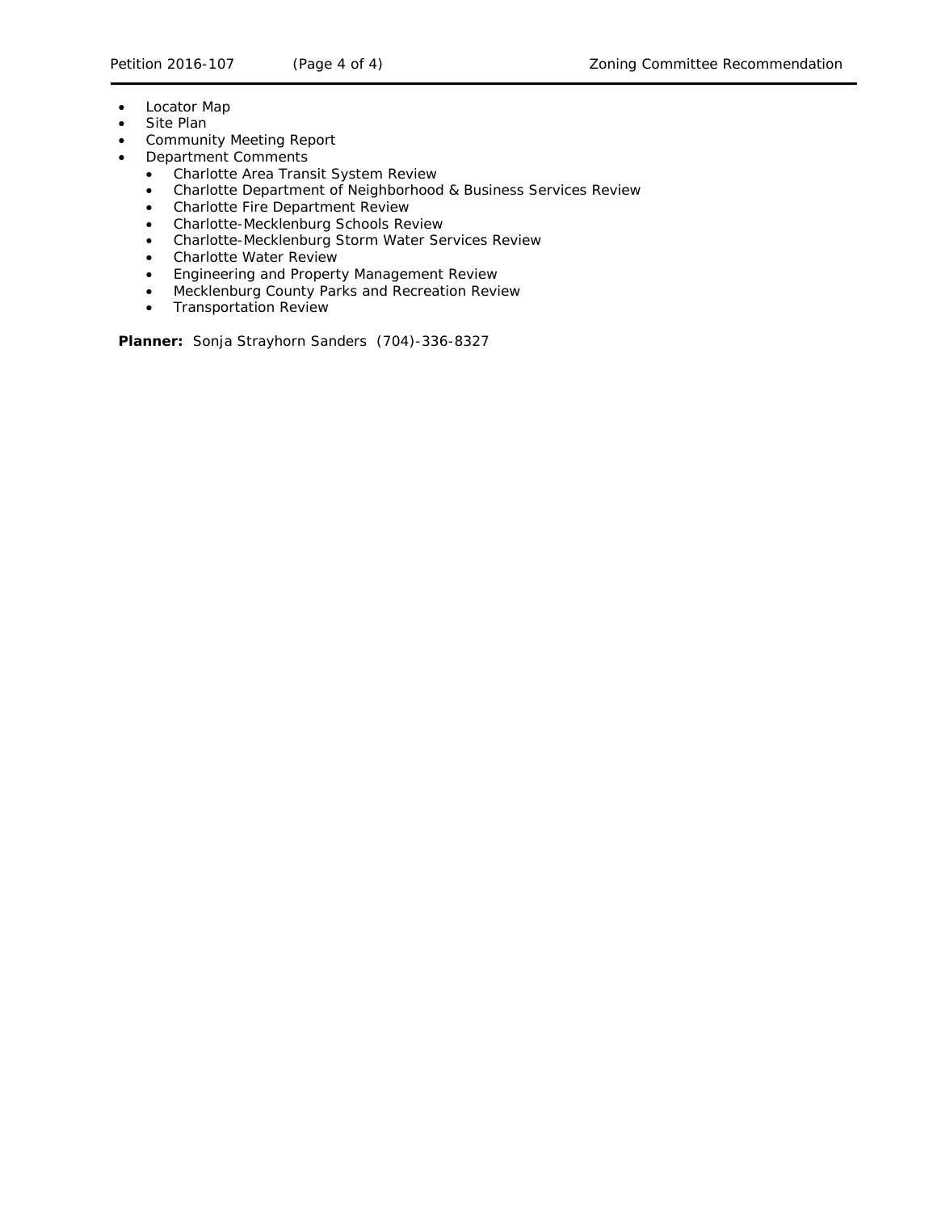- Locator Map
- Site Plan
- Community Meeting Report
- Department Comments
  - Charlotte Area Transit System Review
  - Charlotte Department of Neighborhood & Business Services Review
  - Charlotte Fire Department Review
  - Charlotte-Mecklenburg Schools Review
  - Charlotte-Mecklenburg Storm Water Services Review
  - Charlotte Water Review
  - Engineering and Property Management Review
  - Mecklenburg County Parks and Recreation Review
  - Transportation Review

**Planner:** Sonja Strayhorn Sanders (704)-336-8327